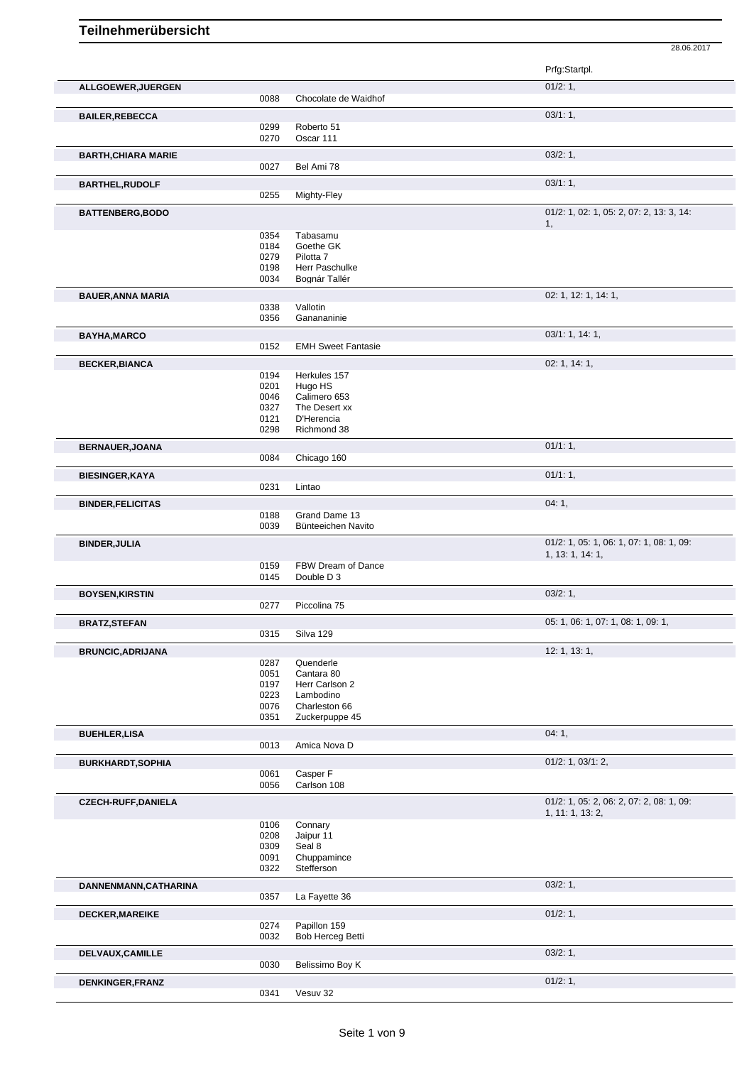# Teilnehmerübersicht

28.06.2017

| Teilnehmer | Nr. | Pferd | Prfg:Startpl. |
|---|---|---|---|
| **ALLGOEWER,JUERGEN** | | | 01/2: 1, |
| | 0088 | Chocolate de Waidhof | |
| **BAILER,REBECCA** | | | 03/1: 1, |
| | 0299 | Roberto 51 | |
| | 0270 | Oscar 111 | |
| **BARTH,CHIARA MARIE** | | | 03/2: 1, |
| | 0027 | Bel Ami 78 | |
| **BARTHEL,RUDOLF** | | | 03/1: 1, |
| | 0255 | Mighty-Fley | |
| **BATTENBERG,BODO** | | | 01/2: 1, 02: 1, 05: 2, 07: 2, 13: 3, 14: 1, |
| | 0354 | Tabasamu | |
| | 0184 | Goethe GK | |
| | 0279 | Pilotta 7 | |
| | 0198 | Herr Paschulke | |
| | 0034 | Bognár Tallér | |
| **BAUER,ANNA MARIA** | | | 02: 1, 12: 1, 14: 1, |
| | 0338 | Vallotin | |
| | 0356 | Ganananinie | |
| **BAYHA,MARCO** | | | 03/1: 1, 14: 1, |
| | 0152 | EMH Sweet Fantasie | |
| **BECKER,BIANCA** | | | 02: 1, 14: 1, |
| | 0194 | Herkules 157 | |
| | 0201 | Hugo HS | |
| | 0046 | Calimero 653 | |
| | 0327 | The Desert xx | |
| | 0121 | D'Herencia | |
| | 0298 | Richmond 38 | |
| **BERNAUER,JOANA** | | | 01/1: 1, |
| | 0084 | Chicago 160 | |
| **BIESINGER,KAYA** | | | 01/1: 1, |
| | 0231 | Lintao | |
| **BINDER,FELICITAS** | | | 04: 1, |
| | 0188 | Grand Dame 13 | |
| | 0039 | Bünteeichen Navito | |
| **BINDER,JULIA** | | | 01/2: 1, 05: 1, 06: 1, 07: 1, 08: 1, 09: 1, 13: 1, 14: 1, |
| | 0159 | FBW Dream of Dance | |
| | 0145 | Double D 3 | |
| **BOYSEN,KIRSTIN** | | | 03/2: 1, |
| | 0277 | Piccolina 75 | |
| **BRATZ,STEFAN** | | | 05: 1, 06: 1, 07: 1, 08: 1, 09: 1, |
| | 0315 | Silva 129 | |
| **BRUNCIC,ADRIJANA** | | | 12: 1, 13: 1, |
| | 0287 | Quenderle | |
| | 0051 | Cantara 80 | |
| | 0197 | Herr Carlson 2 | |
| | 0223 | Lambodino | |
| | 0076 | Charleston 66 | |
| | 0351 | Zuckerpuppe 45 | |
| **BUEHLER,LISA** | | | 04: 1, |
| | 0013 | Amica Nova D | |
| **BURKHARDT,SOPHIA** | | | 01/2: 1, 03/1: 2, |
| | 0061 | Casper F | |
| | 0056 | Carlson 108 | |
| **CZECH-RUFF,DANIELA** | | | 01/2: 1, 05: 2, 06: 2, 07: 2, 08: 1, 09: 1, 11: 1, 13: 2, |
| | 0106 | Connary | |
| | 0208 | Jaipur 11 | |
| | 0309 | Seal 8 | |
| | 0091 | Chuppamince | |
| | 0322 | Stefferson | |
| **DANNENMANN,CATHARINA** | | | 03/2: 1, |
| | 0357 | La Fayette 36 | |
| **DECKER,MAREIKE** | | | 01/2: 1, |
| | 0274 | Papillon 159 | |
| | 0032 | Bob Herceg Betti | |
| **DELVAUX,CAMILLE** | | | 03/2: 1, |
| | 0030 | Belissimo Boy K | |
| **DENKINGER,FRANZ** | | | 01/2: 1, |
| | 0341 | Vesuv 32 | |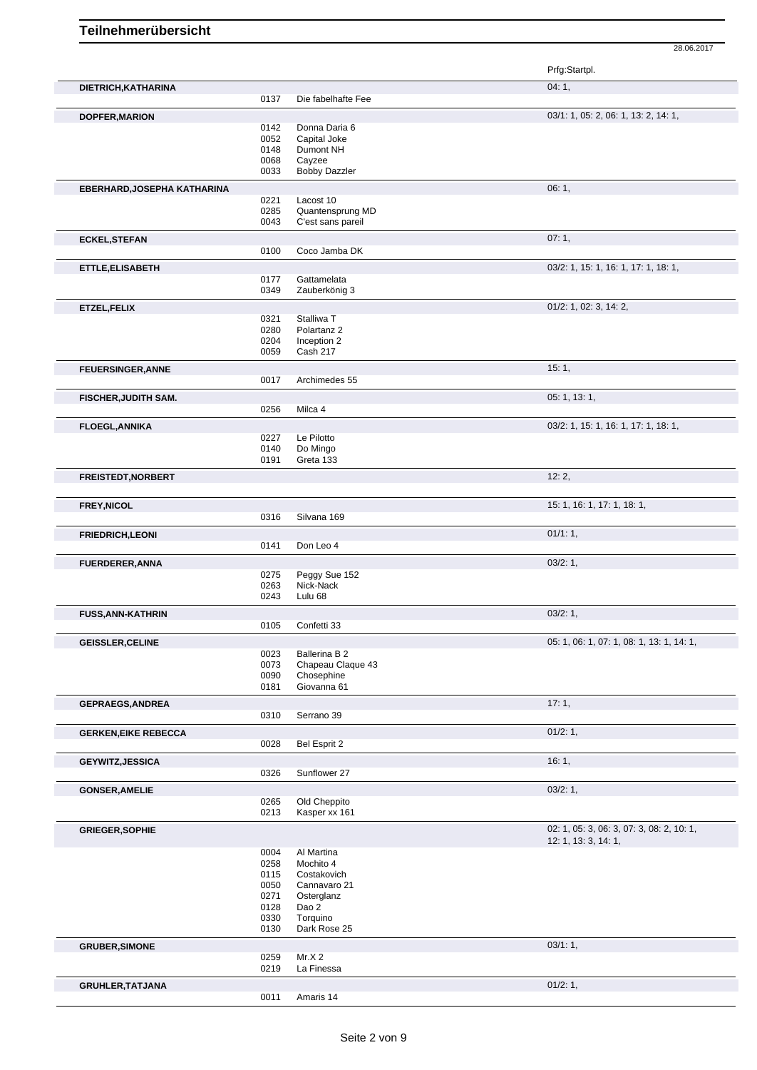# Teilnehmerübersicht

28.06.2017

| Name | Nr. | Pferd | Prfg:Startpl. |
|---|---|---|---|
| **DIETRICH,KATHARINA** | | | 04: 1, |
| | 0137 | Die fabelhafte Fee | |
| **DOPFER,MARION** | | | 03/1: 1, 05: 2, 06: 1, 13: 2, 14: 1, |
| | 0142 | Donna Daria 6 | |
| | 0052 | Capital Joke | |
| | 0148 | Dumont NH | |
| | 0068 | Cayzee | |
| | 0033 | Bobby Dazzler | |
| **EBERHARD,JOSEPHA KATHARINA** | | | 06: 1, |
| | 0221 | Lacost 10 | |
| | 0285 | Quantensprung MD | |
| | 0043 | C'est sans pareil | |
| **ECKEL,STEFAN** | | | 07: 1, |
| | 0100 | Coco Jamba DK | |
| **ETTLE,ELISABETH** | | | 03/2: 1, 15: 1, 16: 1, 17: 1, 18: 1, |
| | 0177 | Gattamelata | |
| | 0349 | Zauberkönig 3 | |
| **ETZEL,FELIX** | | | 01/2: 1, 02: 3, 14: 2, |
| | 0321 | Stalliwa T | |
| | 0280 | Polartanz 2 | |
| | 0204 | Inception 2 | |
| | 0059 | Cash 217 | |
| **FEUERSINGER,ANNE** | | | 15: 1, |
| | 0017 | Archimedes 55 | |
| **FISCHER,JUDITH SAM.** | | | 05: 1, 13: 1, |
| | 0256 | Milca 4 | |
| **FLOEGL,ANNIKA** | | | 03/2: 1, 15: 1, 16: 1, 17: 1, 18: 1, |
| | 0227 | Le Pilotto | |
| | 0140 | Do Mingo | |
| | 0191 | Greta 133 | |
| **FREISTEDT,NORBERT** | | | 12: 2, |
| **FREY,NICOL** | | | 15: 1, 16: 1, 17: 1, 18: 1, |
| | 0316 | Silvana 169 | |
| **FRIEDRICH,LEONI** | | | 01/1: 1, |
| | 0141 | Don Leo 4 | |
| **FUERDERER,ANNA** | | | 03/2: 1, |
| | 0275 | Peggy Sue 152 | |
| | 0263 | Nick-Nack | |
| | 0243 | Lulu 68 | |
| **FUSS,ANN-KATHRIN** | | | 03/2: 1, |
| | 0105 | Confetti 33 | |
| **GEISSLER,CELINE** | | | 05: 1, 06: 1, 07: 1, 08: 1, 13: 1, 14: 1, |
| | 0023 | Ballerina B 2 | |
| | 0073 | Chapeau Claque 43 | |
| | 0090 | Chosephine | |
| | 0181 | Giovanna 61 | |
| **GEPRAEGS,ANDREA** | | | 17: 1, |
| | 0310 | Serrano 39 | |
| **GERKEN,EIKE REBECCA** | | | 01/2: 1, |
| | 0028 | Bel Esprit 2 | |
| **GEYWITZ,JESSICA** | | | 16: 1, |
| | 0326 | Sunflower 27 | |
| **GONSER,AMELIE** | | | 03/2: 1, |
| | 0265 | Old Cheppito | |
| | 0213 | Kasper xx 161 | |
| **GRIEGER,SOPHIE** | | | 02: 1, 05: 3, 06: 3, 07: 3, 08: 2, 10: 1, 12: 1, 13: 3, 14: 1, |
| | 0004 | Al Martina | |
| | 0258 | Mochito 4 | |
| | 0115 | Costakovich | |
| | 0050 | Cannavaro 21 | |
| | 0271 | Osterglanz | |
| | 0128 | Dao 2 | |
| | 0330 | Torquino | |
| | 0130 | Dark Rose 25 | |
| **GRUBER,SIMONE** | | | 03/1: 1, |
| | 0259 | Mr.X 2 | |
| | 0219 | La Finessa | |
| **GRUHLER,TATJANA** | | | 01/2: 1, |
| | 0011 | Amaris 14 | |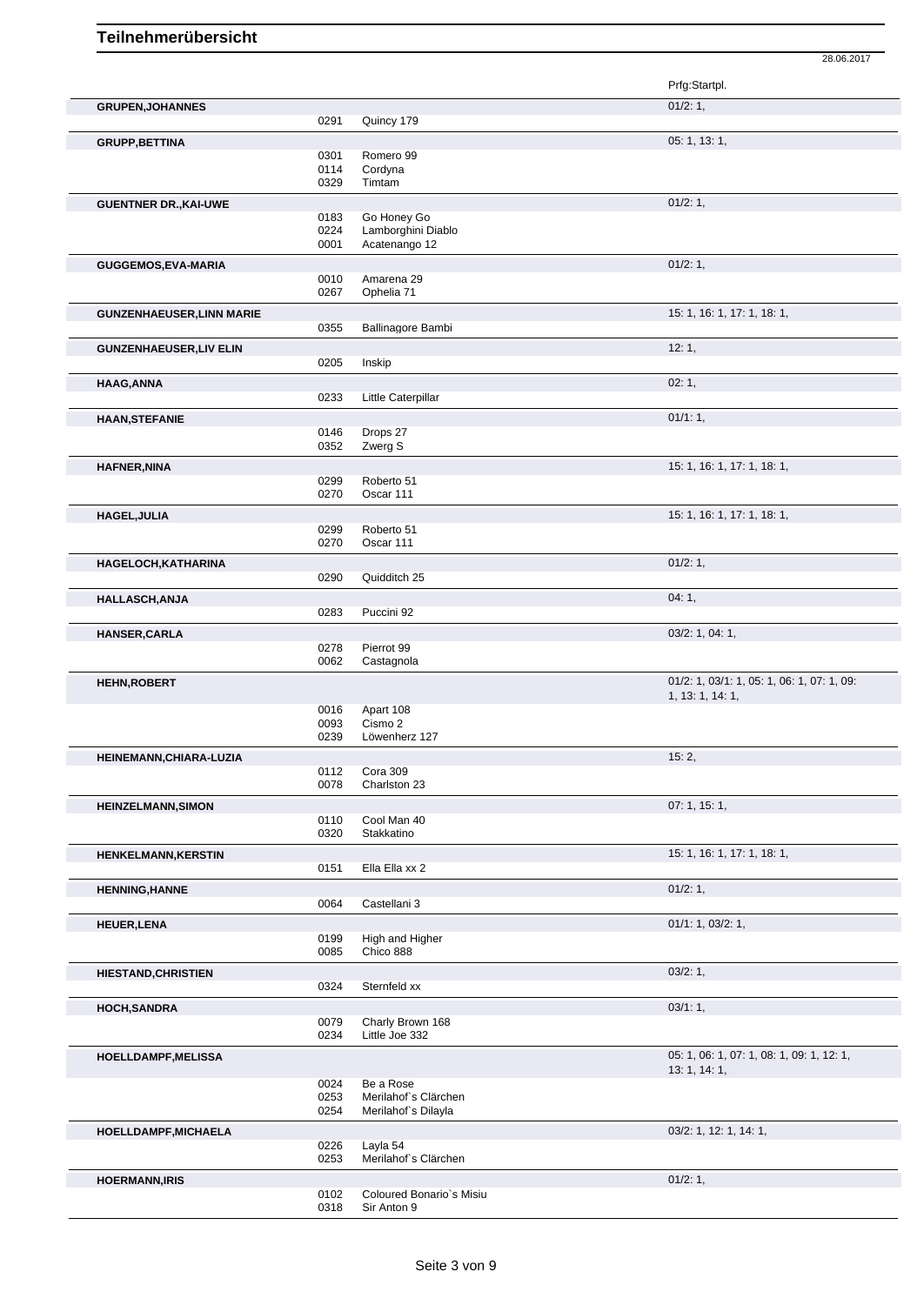# Teilnehmerübersicht

28.06.2017

| Name | Nr. | Pferd | Prfg:Startpl. |
|---|---|---|---|
| **GRUPEN,JOHANNES** | | | 01/2: 1, |
| | 0291 | Quincy 179 | |
| **GRUPP,BETTINA** | | | 05: 1, 13: 1, |
| | 0301 | Romero 99 | |
| | 0114 | Cordyna | |
| | 0329 | Timtam | |
| **GUENTNER DR.,KAI-UWE** | | | 01/2: 1, |
| | 0183 | Go Honey Go | |
| | 0224 | Lamborghini Diablo | |
| | 0001 | Acatenango 12 | |
| **GUGGEMOS,EVA-MARIA** | | | 01/2: 1, |
| | 0010 | Amarena 29 | |
| | 0267 | Ophelia 71 | |
| **GUNZENHAEUSER,LINN MARIE** | | | 15: 1, 16: 1, 17: 1, 18: 1, |
| | 0355 | Ballinagore Bambi | |
| **GUNZENHAEUSER,LIV ELIN** | | | 12: 1, |
| | 0205 | Inskip | |
| **HAAG,ANNA** | | | 02: 1, |
| | 0233 | Little Caterpillar | |
| **HAAN,STEFANIE** | | | 01/1: 1, |
| | 0146 | Drops 27 | |
| | 0352 | Zwerg S | |
| **HAFNER,NINA** | | | 15: 1, 16: 1, 17: 1, 18: 1, |
| | 0299 | Roberto 51 | |
| | 0270 | Oscar 111 | |
| **HAGEL,JULIA** | | | 15: 1, 16: 1, 17: 1, 18: 1, |
| | 0299 | Roberto 51 | |
| | 0270 | Oscar 111 | |
| **HAGELOCH,KATHARINA** | | | 01/2: 1, |
| | 0290 | Quidditch 25 | |
| **HALLASCH,ANJA** | | | 04: 1, |
| | 0283 | Puccini 92 | |
| **HANSER,CARLA** | | | 03/2: 1, 04: 1, |
| | 0278 | Pierrot 99 | |
| | 0062 | Castagnola | |
| **HEHN,ROBERT** | | | 01/2: 1, 03/1: 1, 05: 1, 06: 1, 07: 1, 09: 1, 13: 1, 14: 1, |
| | 0016 | Apart 108 | |
| | 0093 | Cismo 2 | |
| | 0239 | Löwenherz 127 | |
| **HEINEMANN,CHIARA-LUZIA** | | | 15: 2, |
| | 0112 | Cora 309 | |
| | 0078 | Charlston 23 | |
| **HEINZELMANN,SIMON** | | | 07: 1, 15: 1, |
| | 0110 | Cool Man 40 | |
| | 0320 | Stakkatino | |
| **HENKELMANN,KERSTIN** | | | 15: 1, 16: 1, 17: 1, 18: 1, |
| | 0151 | Ella Ella xx 2 | |
| **HENNING,HANNE** | | | 01/2: 1, |
| | 0064 | Castellani 3 | |
| **HEUER,LENA** | | | 01/1: 1, 03/2: 1, |
| | 0199 | High and Higher | |
| | 0085 | Chico 888 | |
| **HIESTAND,CHRISTIEN** | | | 03/2: 1, |
| | 0324 | Sternfeld xx | |
| **HOCH,SANDRA** | | | 03/1: 1, |
| | 0079 | Charly Brown 168 | |
| | 0234 | Little Joe 332 | |
| **HOELLDAMPF,MELISSA** | | | 05: 1, 06: 1, 07: 1, 08: 1, 09: 1, 12: 1, 13: 1, 14: 1, |
| | 0024 | Be a Rose | |
| | 0253 | Merilahof`s Clärchen | |
| | 0254 | Merilahof`s Dilayla | |
| **HOELLDAMPF,MICHAELA** | | | 03/2: 1, 12: 1, 14: 1, |
| | 0226 | Layla 54 | |
| | 0253 | Merilahof`s Clärchen | |
| **HOERMANN,IRIS** | | | 01/2: 1, |
| | 0102 | Coloured Bonario`s Misiu | |
| | 0318 | Sir Anton 9 | |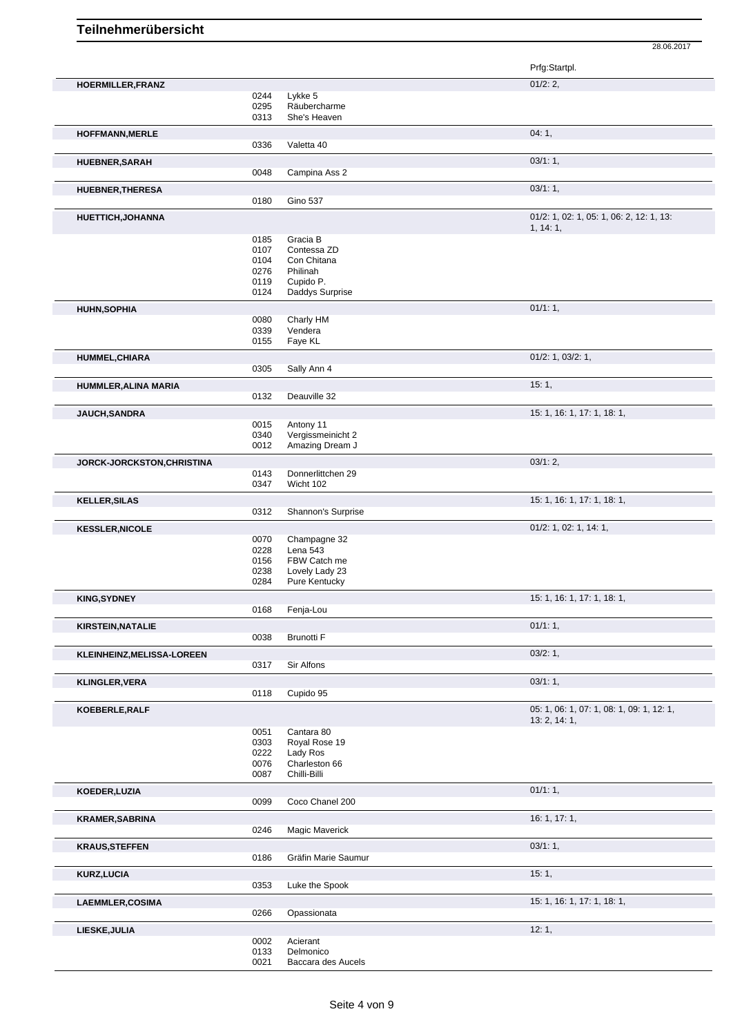# Teilnehmerübersicht

28.06.2017

| Name | Nr. | Pferd | Prfg:Startpl. |
|---|---|---|---|
| **HOERMILLER,FRANZ** | | | 01/2: 2, |
| | 0244 | Lykke 5 | |
| | 0295 | Räubercharme | |
| | 0313 | She's Heaven | |
| **HOFFMANN,MERLE** | | | 04: 1, |
| | 0336 | Valetta 40 | |
| **HUEBNER,SARAH** | | | 03/1: 1, |
| | 0048 | Campina Ass 2 | |
| **HUEBNER,THERESA** | | | 03/1: 1, |
| | 0180 | Gino 537 | |
| **HUETTICH,JOHANNA** | | | 01/2: 1, 02: 1, 05: 1, 06: 2, 12: 1, 13: 1, 14: 1, |
| | 0185 | Gracia B | |
| | 0107 | Contessa ZD | |
| | 0104 | Con Chitana | |
| | 0276 | Philinah | |
| | 0119 | Cupido P. | |
| | 0124 | Daddys Surprise | |
| **HUHN,SOPHIA** | | | 01/1: 1, |
| | 0080 | Charly HM | |
| | 0339 | Vendera | |
| | 0155 | Faye KL | |
| **HUMMEL,CHIARA** | | | 01/2: 1, 03/2: 1, |
| | 0305 | Sally Ann 4 | |
| **HUMMLER,ALINA MARIA** | | | 15: 1, |
| | 0132 | Deauville 32 | |
| **JAUCH,SANDRA** | | | 15: 1, 16: 1, 17: 1, 18: 1, |
| | 0015 | Antony 11 | |
| | 0340 | Vergissmeinicht 2 | |
| | 0012 | Amazing Dream J | |
| **JORCK-JORCKSTON,CHRISTINA** | | | 03/1: 2, |
| | 0143 | Donnerlittchen 29 | |
| | 0347 | Wicht 102 | |
| **KELLER,SILAS** | | | 15: 1, 16: 1, 17: 1, 18: 1, |
| | 0312 | Shannon's Surprise | |
| **KESSLER,NICOLE** | | | 01/2: 1, 02: 1, 14: 1, |
| | 0070 | Champagne 32 | |
| | 0228 | Lena 543 | |
| | 0156 | FBW Catch me | |
| | 0238 | Lovely Lady 23 | |
| | 0284 | Pure Kentucky | |
| **KING,SYDNEY** | | | 15: 1, 16: 1, 17: 1, 18: 1, |
| | 0168 | Fenja-Lou | |
| **KIRSTEIN,NATALIE** | | | 01/1: 1, |
| | 0038 | Brunotti F | |
| **KLEINHEINZ,MELISSA-LOREEN** | | | 03/2: 1, |
| | 0317 | Sir Alfons | |
| **KLINGLER,VERA** | | | 03/1: 1, |
| | 0118 | Cupido 95 | |
| **KOEBERLE,RALF** | | | 05: 1, 06: 1, 07: 1, 08: 1, 09: 1, 12: 1, 13: 2, 14: 1, |
| | 0051 | Cantara 80 | |
| | 0303 | Royal Rose 19 | |
| | 0222 | Lady Ros | |
| | 0076 | Charleston 66 | |
| | 0087 | Chilli-Billi | |
| **KOEDER,LUZIA** | | | 01/1: 1, |
| | 0099 | Coco Chanel 200 | |
| **KRAMER,SABRINA** | | | 16: 1, 17: 1, |
| | 0246 | Magic Maverick | |
| **KRAUS,STEFFEN** | | | 03/1: 1, |
| | 0186 | Gräfin Marie Saumur | |
| **KURZ,LUCIA** | | | 15: 1, |
| | 0353 | Luke the Spook | |
| **LAEMMLER,COSIMA** | | | 15: 1, 16: 1, 17: 1, 18: 1, |
| | 0266 | Opassionata | |
| **LIESKE,JULIA** | | | 12: 1, |
| | 0002 | Acierant | |
| | 0133 | Delmonico | |
| | 0021 | Baccara des Aucels | |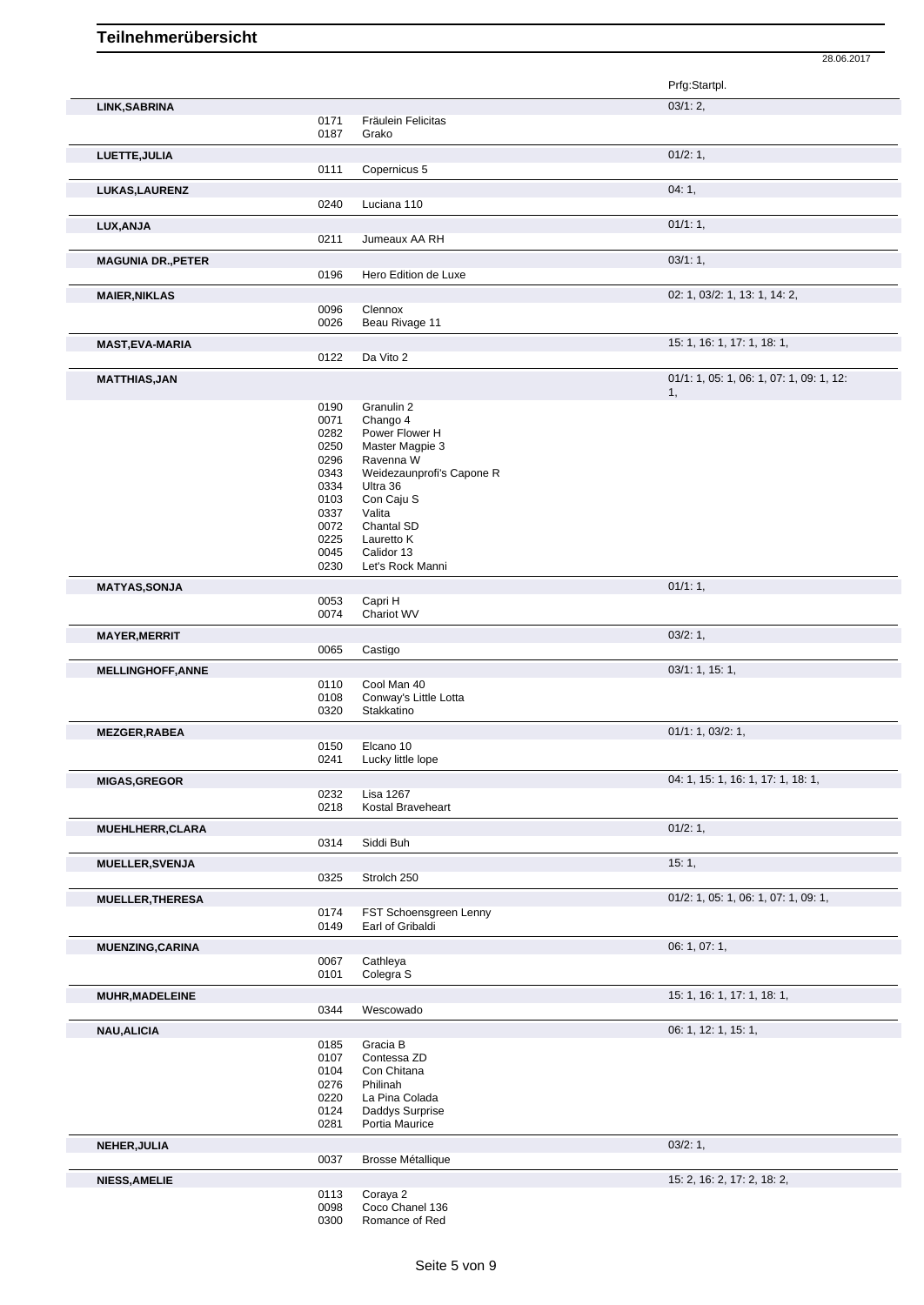# Teilnehmerübersicht

28.06.2017

| Name | Nr. | Pferd | Prfg:Startpl. |
|---|---|---|---|
| **LINK,SABRINA** | | | 03/1: 2, |
| | 0171 | Fräulein Felicitas | |
| | 0187 | Grako | |
| **LUETTE,JULIA** | | | 01/2: 1, |
| | 0111 | Copernicus 5 | |
| **LUKAS,LAURENZ** | | | 04: 1, |
| | 0240 | Luciana 110 | |
| **LUX,ANJA** | | | 01/1: 1, |
| | 0211 | Jumeaux AA RH | |
| **MAGUNIA DR.,PETER** | | | 03/1: 1, |
| | 0196 | Hero Edition de Luxe | |
| **MAIER,NIKLAS** | | | 02: 1, 03/2: 1, 13: 1, 14: 2, |
| | 0096 | Clennox | |
| | 0026 | Beau Rivage 11 | |
| **MAST,EVA-MARIA** | | | 15: 1, 16: 1, 17: 1, 18: 1, |
| | 0122 | Da Vito 2 | |
| **MATTHIAS,JAN** | | | 01/1: 1, 05: 1, 06: 1, 07: 1, 09: 1, 12: 1, |
| | 0190 | Granulin 2 | |
| | 0071 | Chango 4 | |
| | 0282 | Power Flower H | |
| | 0250 | Master Magpie 3 | |
| | 0296 | Ravenna W | |
| | 0343 | Weidezaunprofi's Capone R | |
| | 0334 | Ultra 36 | |
| | 0103 | Con Caju S | |
| | 0337 | Valita | |
| | 0072 | Chantal SD | |
| | 0225 | Lauretto K | |
| | 0045 | Calidor 13 | |
| | 0230 | Let's Rock Manni | |
| **MATYAS,SONJA** | | | 01/1: 1, |
| | 0053 | Capri H | |
| | 0074 | Chariot WV | |
| **MAYER,MERRIT** | | | 03/2: 1, |
| | 0065 | Castigo | |
| **MELLINGHOFF,ANNE** | | | 03/1: 1, 15: 1, |
| | 0110 | Cool Man 40 | |
| | 0108 | Conway's Little Lotta | |
| | 0320 | Stakkatino | |
| **MEZGER,RABEA** | | | 01/1: 1, 03/2: 1, |
| | 0150 | Elcano 10 | |
| | 0241 | Lucky little lope | |
| **MIGAS,GREGOR** | | | 04: 1, 15: 1, 16: 1, 17: 1, 18: 1, |
| | 0232 | Lisa 1267 | |
| | 0218 | Kostal Braveheart | |
| **MUEHLHERR,CLARA** | | | 01/2: 1, |
| | 0314 | Siddi Buh | |
| **MUELLER,SVENJA** | | | 15: 1, |
| | 0325 | Strolch 250 | |
| **MUELLER,THERESA** | | | 01/2: 1, 05: 1, 06: 1, 07: 1, 09: 1, |
| | 0174 | FST Schoensgreen Lenny | |
| | 0149 | Earl of Gribaldi | |
| **MUENZING,CARINA** | | | 06: 1, 07: 1, |
| | 0067 | Cathleya | |
| | 0101 | Colegra S | |
| **MUHR,MADELEINE** | | | 15: 1, 16: 1, 17: 1, 18: 1, |
| | 0344 | Wescowado | |
| **NAU,ALICIA** | | | 06: 1, 12: 1, 15: 1, |
| | 0185 | Gracia B | |
| | 0107 | Contessa ZD | |
| | 0104 | Con Chitana | |
| | 0276 | Philinah | |
| | 0220 | La Pina Colada | |
| | 0124 | Daddys Surprise | |
| | 0281 | Portia Maurice | |
| **NEHER,JULIA** | | | 03/2: 1, |
| | 0037 | Brosse Métallique | |
| **NIESS,AMELIE** | | | 15: 2, 16: 2, 17: 2, 18: 2, |
| | 0113 | Coraya 2 | |
| | 0098 | Coco Chanel 136 | |
| | 0300 | Romance of Red | |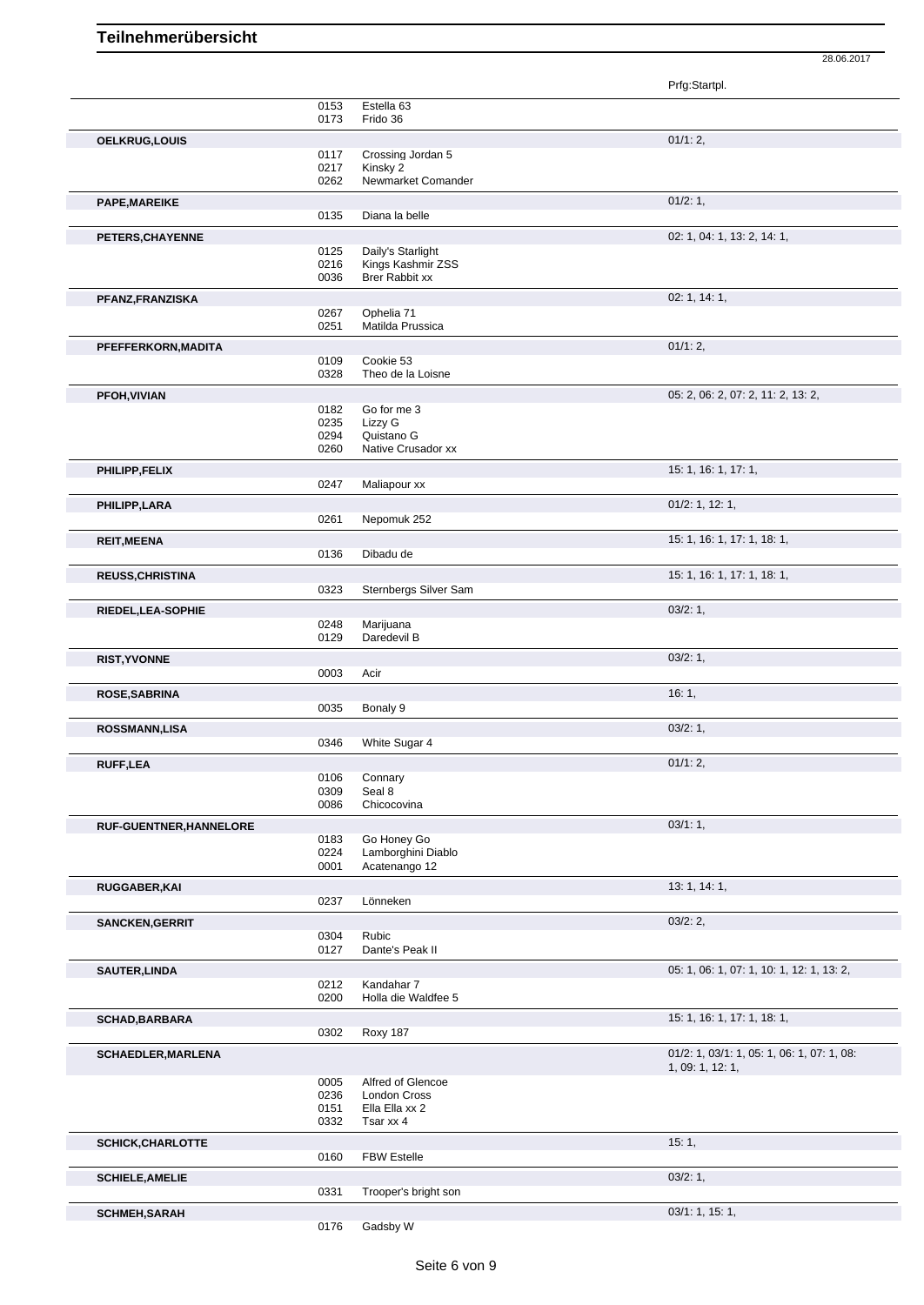# Teilnehmerübersicht

28.06.2017

| Name | Nr. | Pferd | Prfg:Startpl. |
|---|---|---|---|
| | 0153 | Estella 63 | |
| | 0173 | Frido 36 | |
| **OELKRUG,LOUIS** | | | 01/1: 2, |
| | 0117 | Crossing Jordan 5 | |
| | 0217 | Kinsky 2 | |
| | 0262 | Newmarket Comander | |
| **PAPE,MAREIKE** | | | 01/2: 1, |
| | 0135 | Diana la belle | |
| **PETERS,CHAYENNE** | | | 02: 1, 04: 1, 13: 2, 14: 1, |
| | 0125 | Daily's Starlight | |
| | 0216 | Kings Kashmir ZSS | |
| | 0036 | Brer Rabbit xx | |
| **PFANZ,FRANZISKA** | | | 02: 1, 14: 1, |
| | 0267 | Ophelia 71 | |
| | 0251 | Matilda Prussica | |
| **PFEFFERKORN,MADITA** | | | 01/1: 2, |
| | 0109 | Cookie 53 | |
| | 0328 | Theo de la Loisne | |
| **PFOH,VIVIAN** | | | 05: 2, 06: 2, 07: 2, 11: 2, 13: 2, |
| | 0182 | Go for me 3 | |
| | 0235 | Lizzy G | |
| | 0294 | Quistano G | |
| | 0260 | Native Crusador xx | |
| **PHILIPP,FELIX** | | | 15: 1, 16: 1, 17: 1, |
| | 0247 | Maliapour xx | |
| **PHILIPP,LARA** | | | 01/2: 1, 12: 1, |
| | 0261 | Nepomuk 252 | |
| **REIT,MEENA** | | | 15: 1, 16: 1, 17: 1, 18: 1, |
| | 0136 | Dibadu de | |
| **REUSS,CHRISTINA** | | | 15: 1, 16: 1, 17: 1, 18: 1, |
| | 0323 | Sternbergs Silver Sam | |
| **RIEDEL,LEA-SOPHIE** | | | 03/2: 1, |
| | 0248 | Marijuana | |
| | 0129 | Daredevil B | |
| **RIST,YVONNE** | | | 03/2: 1, |
| | 0003 | Acir | |
| **ROSE,SABRINA** | | | 16: 1, |
| | 0035 | Bonaly 9 | |
| **ROSSMANN,LISA** | | | 03/2: 1, |
| | 0346 | White Sugar 4 | |
| **RUFF,LEA** | | | 01/1: 2, |
| | 0106 | Connary | |
| | 0309 | Seal 8 | |
| | 0086 | Chicocovina | |
| **RUF-GUENTNER,HANNELORE** | | | 03/1: 1, |
| | 0183 | Go Honey Go | |
| | 0224 | Lamborghini Diablo | |
| | 0001 | Acatenango 12 | |
| **RUGGABER,KAI** | | | 13: 1, 14: 1, |
| | 0237 | Lönneken | |
| **SANCKEN,GERRIT** | | | 03/2: 2, |
| | 0304 | Rubic | |
| | 0127 | Dante's Peak II | |
| **SAUTER,LINDA** | | | 05: 1, 06: 1, 07: 1, 10: 1, 12: 1, 13: 2, |
| | 0212 | Kandahar 7 | |
| | 0200 | Holla die Waldfee 5 | |
| **SCHAD,BARBARA** | | | 15: 1, 16: 1, 17: 1, 18: 1, |
| | 0302 | Roxy 187 | |
| **SCHAEDLER,MARLENA** | | | 01/2: 1, 03/1: 1, 05: 1, 06: 1, 07: 1, 08: 1, 09: 1, 12: 1, |
| | 0005 | Alfred of Glencoe | |
| | 0236 | London Cross | |
| | 0151 | Ella Ella xx 2 | |
| | 0332 | Tsar xx 4 | |
| **SCHICK,CHARLOTTE** | | | 15: 1, |
| | 0160 | FBW Estelle | |
| **SCHIELE,AMELIE** | | | 03/2: 1, |
| | 0331 | Trooper's bright son | |
| **SCHMEH,SARAH** | | | 03/1: 1, 15: 1, |
| | 0176 | Gadsby W | |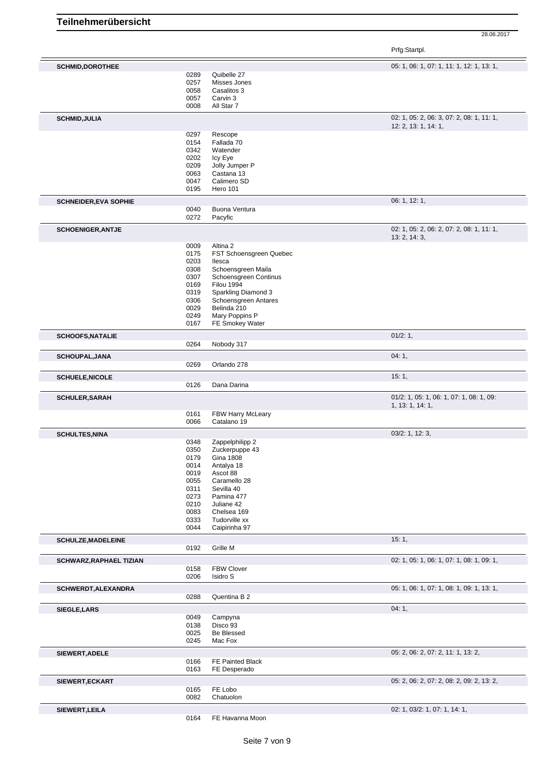# Teilnehmerübersicht

28.06.2017

| | | | Prfg:Startpl. |
|---|---|---|---|
| **SCHMID,DOROTHEE** | | | 05: 1, 06: 1, 07: 1, 11: 1, 12: 1, 13: 1, |
| | 0289 | Quibelle 27 | |
| | 0257 | Misses Jones | |
| | 0058 | Casalitos 3 | |
| | 0057 | Carvin 3 | |
| | 0008 | All Star 7 | |
| **SCHMID,JULIA** | | | 02: 1, 05: 2, 06: 3, 07: 2, 08: 1, 11: 1, 12: 2, 13: 1, 14: 1, |
| | 0297 | Rescope | |
| | 0154 | Fallada 70 | |
| | 0342 | Watender | |
| | 0202 | Icy Eye | |
| | 0209 | Jolly Jumper P | |
| | 0063 | Castana 13 | |
| | 0047 | Calimero SD | |
| | 0195 | Hero 101 | |
| **SCHNEIDER,EVA SOPHIE** | | | 06: 1, 12: 1, |
| | 0040 | Buona Ventura | |
| | 0272 | Pacyfic | |
| **SCHOENIGER,ANTJE** | | | 02: 1, 05: 2, 06: 2, 07: 2, 08: 1, 11: 1, 13: 2, 14: 3, |
| | 0009 | Altina 2 | |
| | 0175 | FST Schoensgreen Quebec | |
| | 0203 | Ilesca | |
| | 0308 | Schoensgreen Maila | |
| | 0307 | Schoensgreen Continus | |
| | 0169 | Filou 1994 | |
| | 0319 | Sparkling Diamond 3 | |
| | 0306 | Schoensgreen Antares | |
| | 0029 | Belinda 210 | |
| | 0249 | Mary Poppins P | |
| | 0167 | FE Smokey Water | |
| **SCHOOFS,NATALIE** | | | 01/2: 1, |
| | 0264 | Nobody 317 | |
| **SCHOUPAL,JANA** | | | 04: 1, |
| | 0269 | Orlando 278 | |
| **SCHUELE,NICOLE** | | | 15: 1, |
| | 0126 | Dana Darina | |
| **SCHULER,SARAH** | | | 01/2: 1, 05: 1, 06: 1, 07: 1, 08: 1, 09: 1, 13: 1, 14: 1, |
| | 0161 | FBW Harry McLeary | |
| | 0066 | Catalano 19 | |
| **SCHULTES,NINA** | | | 03/2: 1, 12: 3, |
| | 0348 | Zappelphilipp 2 | |
| | 0350 | Zuckerpuppe 43 | |
| | 0179 | Gina 1808 | |
| | 0014 | Antalya 18 | |
| | 0019 | Ascot 88 | |
| | 0055 | Caramello 28 | |
| | 0311 | Sevilla 40 | |
| | 0273 | Pamina 477 | |
| | 0210 | Juliane 42 | |
| | 0083 | Chelsea 169 | |
| | 0333 | Tudorville xx | |
| | 0044 | Caipirinha 97 | |
| **SCHULZE,MADELEINE** | | | 15: 1, |
| | 0192 | Grille M | |
| **SCHWARZ,RAPHAEL TIZIAN** | | | 02: 1, 05: 1, 06: 1, 07: 1, 08: 1, 09: 1, |
| | 0158 | FBW Clover | |
| | 0206 | Isidro S | |
| **SCHWERDT,ALEXANDRA** | | | 05: 1, 06: 1, 07: 1, 08: 1, 09: 1, 13: 1, |
| | 0288 | Quentina B 2 | |
| **SIEGLE,LARS** | | | 04: 1, |
| | 0049 | Campyna | |
| | 0138 | Disco 93 | |
| | 0025 | Be Blessed | |
| | 0245 | Mac Fox | |
| **SIEWERT,ADELE** | | | 05: 2, 06: 2, 07: 2, 11: 1, 13: 2, |
| | 0166 | FE Painted Black | |
| | 0163 | FE Desperado | |
| **SIEWERT,ECKART** | | | 05: 2, 06: 2, 07: 2, 08: 2, 09: 2, 13: 2, |
| | 0165 | FE Lobo | |
| | 0082 | Chatuolon | |
| **SIEWERT,LEILA** | | | 02: 1, 03/2: 1, 07: 1, 14: 1, |
| | 0164 | FE Havanna Moon | |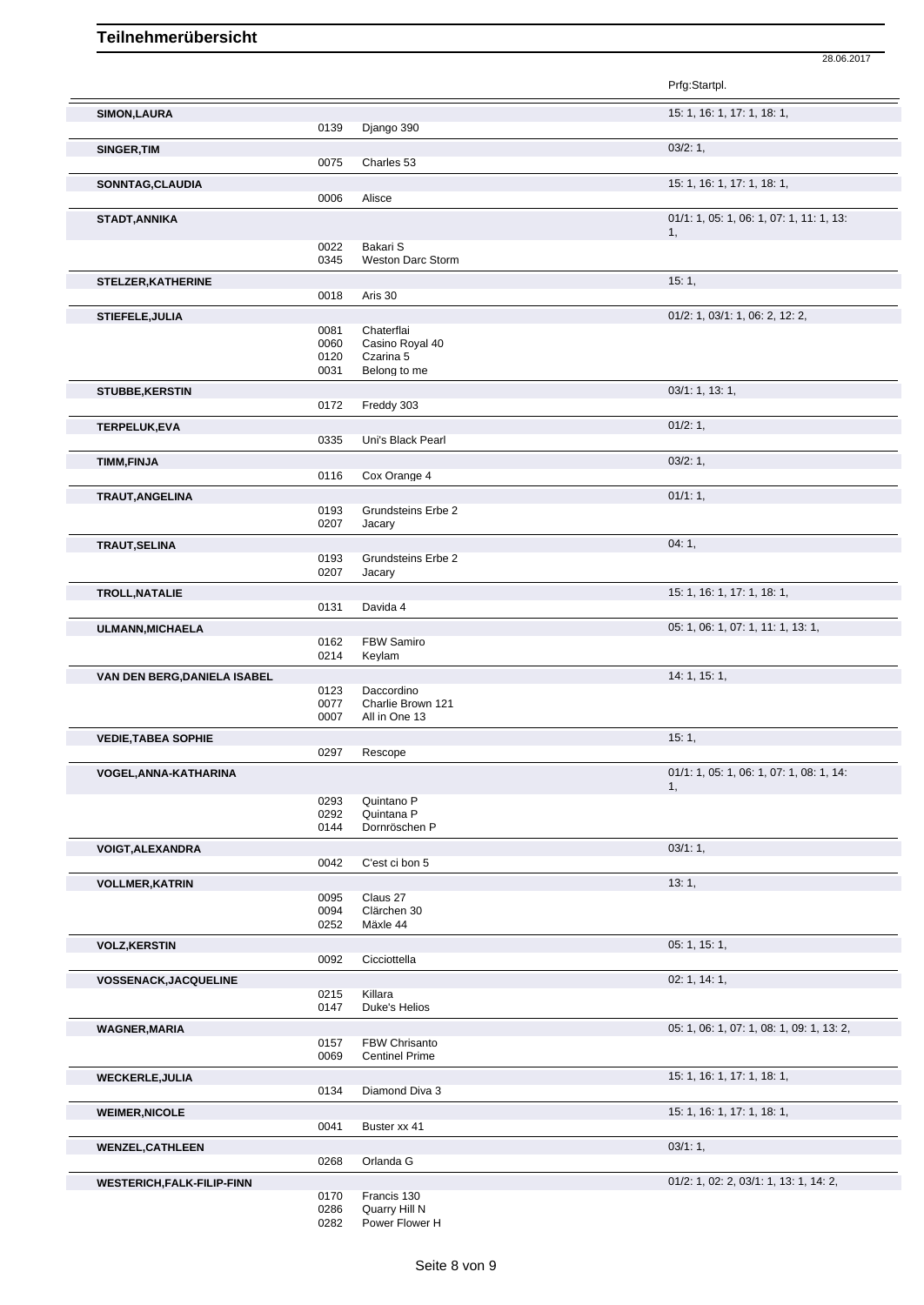# Teilnehmerübersicht

28.06.2017

| Name | Nr. | Pferd | Prfg:Startpl. |
|---|---|---|---|
| **SIMON,LAURA** | | | 15: 1, 16: 1, 17: 1, 18: 1, |
| | 0139 | Django 390 | |
| **SINGER,TIM** | | | 03/2: 1, |
| | 0075 | Charles 53 | |
| **SONNTAG,CLAUDIA** | | | 15: 1, 16: 1, 17: 1, 18: 1, |
| | 0006 | Alisce | |
| **STADT,ANNIKA** | | | 01/1: 1, 05: 1, 06: 1, 07: 1, 11: 1, 13: 1, |
| | 0022 | Bakari S | |
| | 0345 | Weston Darc Storm | |
| **STELZER,KATHERINE** | | | 15: 1, |
| | 0018 | Aris 30 | |
| **STIEFELE,JULIA** | | | 01/2: 1, 03/1: 1, 06: 2, 12: 2, |
| | 0081 | Chaterflai | |
| | 0060 | Casino Royal 40 | |
| | 0120 | Czarina 5 | |
| | 0031 | Belong to me | |
| **STUBBE,KERSTIN** | | | 03/1: 1, 13: 1, |
| | 0172 | Freddy 303 | |
| **TERPELUK,EVA** | | | 01/2: 1, |
| | 0335 | Uni's Black Pearl | |
| **TIMM,FINJA** | | | 03/2: 1, |
| | 0116 | Cox Orange 4 | |
| **TRAUT,ANGELINA** | | | 01/1: 1, |
| | 0193 | Grundsteins Erbe 2 | |
| | 0207 | Jacary | |
| **TRAUT,SELINA** | | | 04: 1, |
| | 0193 | Grundsteins Erbe 2 | |
| | 0207 | Jacary | |
| **TROLL,NATALIE** | | | 15: 1, 16: 1, 17: 1, 18: 1, |
| | 0131 | Davida 4 | |
| **ULMANN,MICHAELA** | | | 05: 1, 06: 1, 07: 1, 11: 1, 13: 1, |
| | 0162 | FBW Samiro | |
| | 0214 | Keylam | |
| **VAN DEN BERG,DANIELA ISABEL** | | | 14: 1, 15: 1, |
| | 0123 | Daccordino | |
| | 0077 | Charlie Brown 121 | |
| | 0007 | All in One 13 | |
| **VEDIE,TABEA SOPHIE** | | | 15: 1, |
| | 0297 | Rescope | |
| **VOGEL,ANNA-KATHARINA** | | | 01/1: 1, 05: 1, 06: 1, 07: 1, 08: 1, 14: 1, |
| | 0293 | Quintano P | |
| | 0292 | Quintana P | |
| | 0144 | Dornröschen P | |
| **VOIGT,ALEXANDRA** | | | 03/1: 1, |
| | 0042 | C'est ci bon 5 | |
| **VOLLMER,KATRIN** | | | 13: 1, |
| | 0095 | Claus 27 | |
| | 0094 | Clärchen 30 | |
| | 0252 | Mäxle 44 | |
| **VOLZ,KERSTIN** | | | 05: 1, 15: 1, |
| | 0092 | Cicciottella | |
| **VOSSENACK,JACQUELINE** | | | 02: 1, 14: 1, |
| | 0215 | Killara | |
| | 0147 | Duke's Helios | |
| **WAGNER,MARIA** | | | 05: 1, 06: 1, 07: 1, 08: 1, 09: 1, 13: 2, |
| | 0157 | FBW Chrisanto | |
| | 0069 | Centinel Prime | |
| **WECKERLE,JULIA** | | | 15: 1, 16: 1, 17: 1, 18: 1, |
| | 0134 | Diamond Diva 3 | |
| **WEIMER,NICOLE** | | | 15: 1, 16: 1, 17: 1, 18: 1, |
| | 0041 | Buster xx 41 | |
| **WENZEL,CATHLEEN** | | | 03/1: 1, |
| | 0268 | Orlanda G | |
| **WESTERICH,FALK-FILIP-FINN** | | | 01/2: 1, 02: 2, 03/1: 1, 13: 1, 14: 2, |
| | 0170 | Francis 130 | |
| | 0286 | Quarry Hill N | |
| | 0282 | Power Flower H | |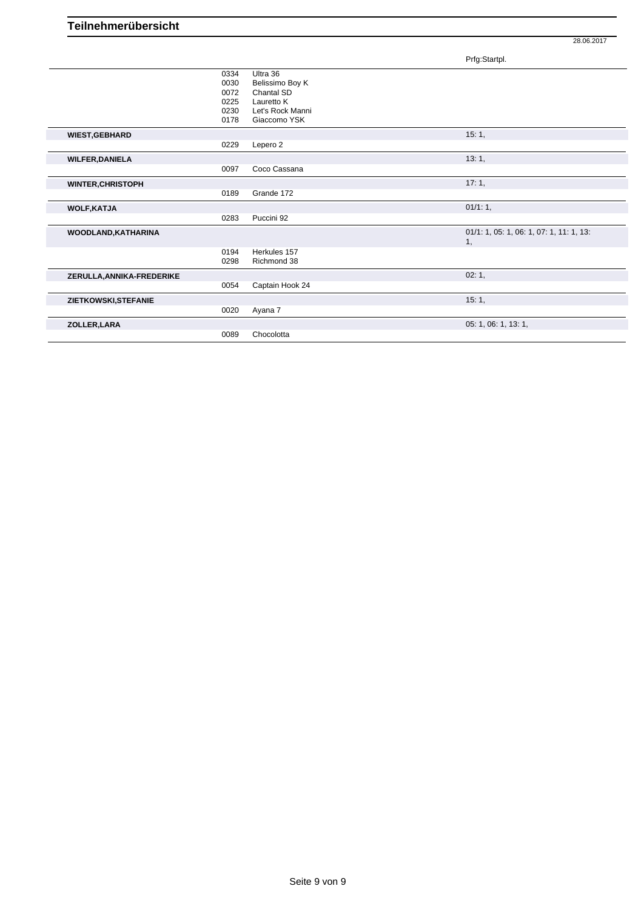# Teilnehmerübersicht

28.06.2017

| | | | Prfg:Startpl. |
|---|---|---|---|
| | 0334 | Ultra 36 | |
| | 0030 | Belissimo Boy K | |
| | 0072 | Chantal SD | |
| | 0225 | Lauretto K | |
| | 0230 | Let's Rock Manni | |
| | 0178 | Giaccomo YSK | |
| **WIEST,GEBHARD** | | | 15: 1, |
| | 0229 | Lepero 2 | |
| **WILFER,DANIELA** | | | 13: 1, |
| | 0097 | Coco Cassana | |
| **WINTER,CHRISTOPH** | | | 17: 1, |
| | 0189 | Grande 172 | |
| **WOLF,KATJA** | | | 01/1: 1, |
| | 0283 | Puccini 92 | |
| **WOODLAND,KATHARINA** | | | 01/1: 1, 05: 1, 06: 1, 07: 1, 11: 1, 13: 1, |
| | 0194 | Herkules 157 | |
| | 0298 | Richmond 38 | |
| **ZERULLA,ANNIKA-FREDERIKE** | | | 02: 1, |
| | 0054 | Captain Hook 24 | |
| **ZIETKOWSKI,STEFANIE** | | | 15: 1, |
| | 0020 | Ayana 7 | |
| **ZOLLER,LARA** | | | 05: 1, 06: 1, 13: 1, |
| | 0089 | Chocolotta | |